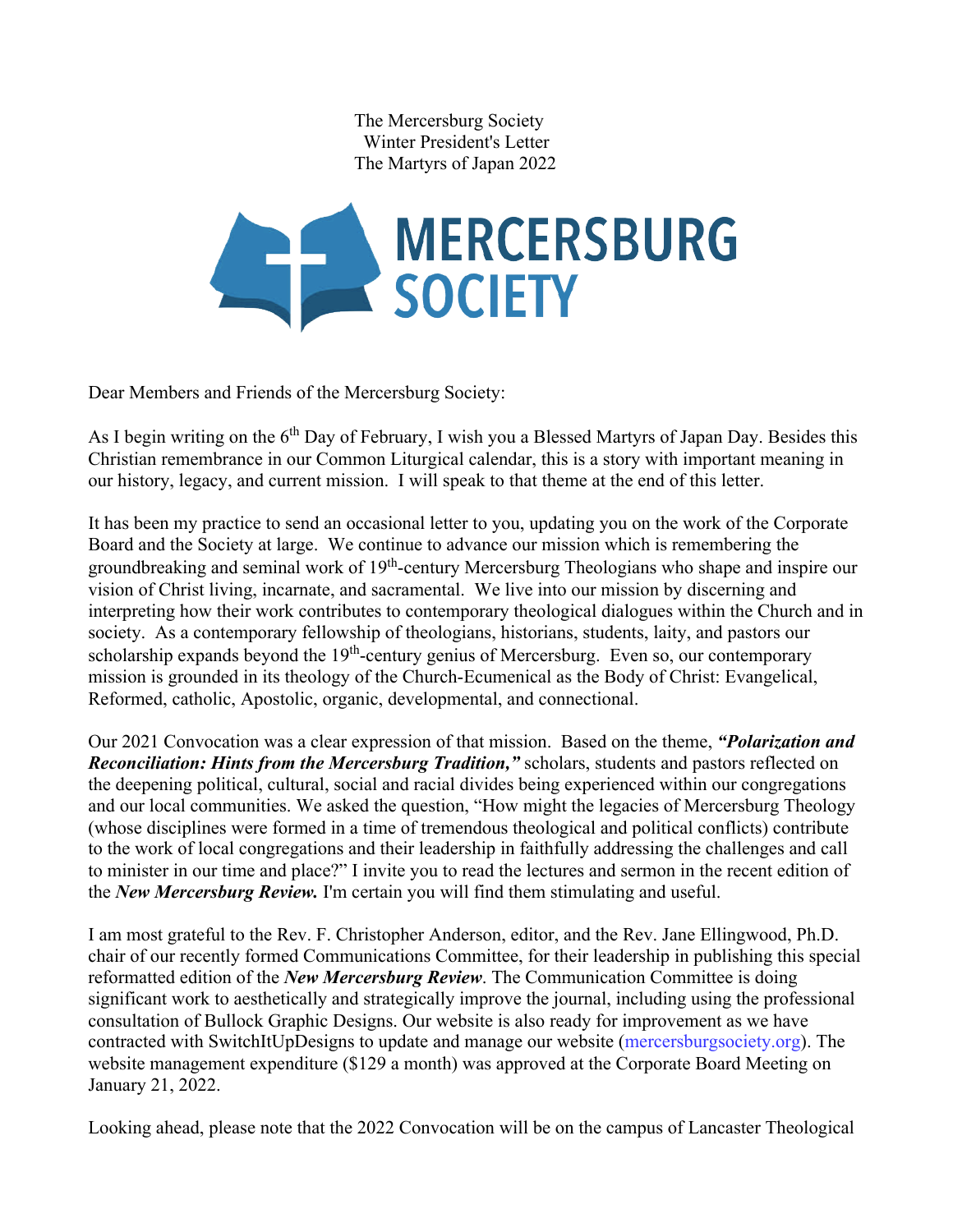The Mercersburg Society
Winter President's Letter
The Martyrs of Japan 2022

MERCERSBURG SOCIETY

Dear Members and Friends of the Mercersburg Society:

As I begin writing on the 6th Day of February, I wish you a Blessed Martyrs of Japan Day. Besides this Christian remembrance in our Common Liturgical calendar, this is a story with important meaning in our history, legacy, and current mission. I will speak to that theme at the end of this letter.

It has been my practice to send an occasional letter to you, updating you on the work of the Corporate Board and the Society at large. We continue to advance our mission which is remembering the groundbreaking and seminal work of 19th-century Mercersburg Theologians who shape and inspire our vision of Christ living, incarnate, and sacramental. We live into our mission by discerning and interpreting how their work contributes to contemporary theological dialogues within the Church and in society. As a contemporary fellowship of theologians, historians, students, laity, and pastors our scholarship expands beyond the 19th-century genius of Mercersburg. Even so, our contemporary mission is grounded in its theology of the Church-Ecumenical as the Body of Christ: Evangelical, Reformed, catholic, Apostolic, organic, developmental, and connectional.

Our 2021 Convocation was a clear expression of that mission. Based on the theme, ***"Polarization and Reconciliation: Hints from the Mercersburg Tradition,"*** scholars, students and pastors reflected on the deepening political, cultural, social and racial divides being experienced within our congregations and our local communities. We asked the question, "How might the legacies of Mercersburg Theology (whose disciplines were formed in a time of tremendous theological and political conflicts) contribute to the work of local congregations and their leadership in faithfully addressing the challenges and call to minister in our time and place?" I invite you to read the lectures and sermon in the recent edition of the ***New Mercersburg Review.*** I'm certain you will find them stimulating and useful.

I am most grateful to the Rev. F. Christopher Anderson, editor, and the Rev. Jane Ellingwood, Ph.D. chair of our recently formed Communications Committee, for their leadership in publishing this special reformatted edition of the ***New Mercersburg Review***. The Communication Committee is doing significant work to aesthetically and strategically improve the journal, including using the professional consultation of Bullock Graphic Designs. Our website is also ready for improvement as we have contracted with SwitchItUpDesigns to update and manage our website (mercersburgsociety.org). The website management expenditure ($129 a month) was approved at the Corporate Board Meeting on January 21, 2022.

Looking ahead, please note that the 2022 Convocation will be on the campus of Lancaster Theological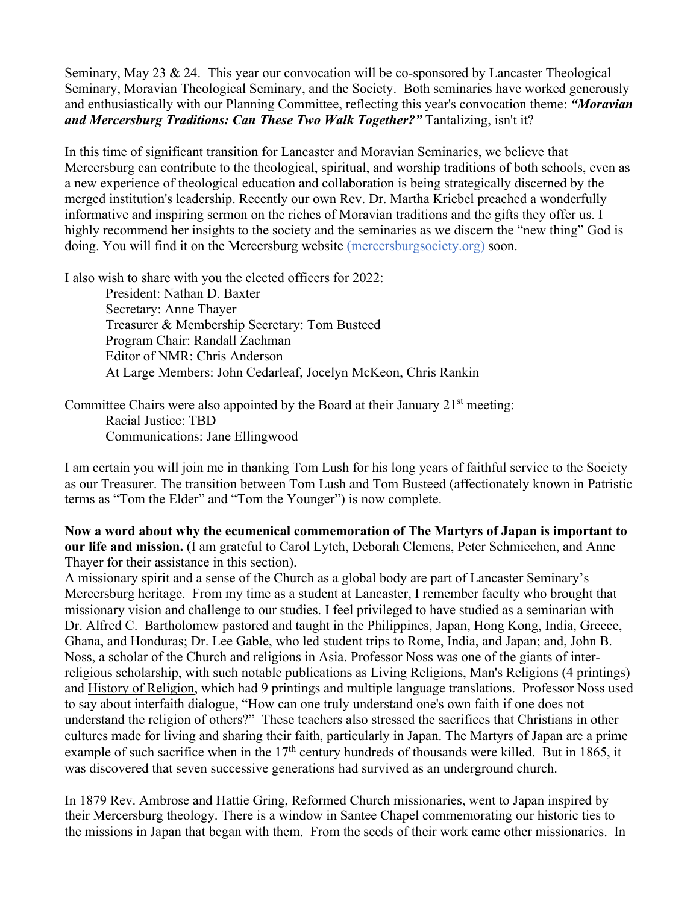Seminary, May 23 & 24. This year our convocation will be co-sponsored by Lancaster Theological Seminary, Moravian Theological Seminary, and the Society. Both seminaries have worked generously and enthusiastically with our Planning Committee, reflecting this year's convocation theme: ***"Moravian and Mercersburg Traditions: Can These Two Walk Together?"*** Tantalizing, isn't it?

In this time of significant transition for Lancaster and Moravian Seminaries, we believe that Mercersburg can contribute to the theological, spiritual, and worship traditions of both schools, even as a new experience of theological education and collaboration is being strategically discerned by the merged institution's leadership. Recently our own Rev. Dr. Martha Kriebel preached a wonderfully informative and inspiring sermon on the riches of Moravian traditions and the gifts they offer us. I highly recommend her insights to the society and the seminaries as we discern the "new thing" God is doing. You will find it on the Mercersburg website (mercersburgsociety.org) soon.

I also wish to share with you the elected officers for 2022:

President: Nathan D. Baxter
Secretary: Anne Thayer
Treasurer & Membership Secretary: Tom Busteed
Program Chair: Randall Zachman
Editor of NMR: Chris Anderson
At Large Members: John Cedarleaf, Jocelyn McKeon, Chris Rankin

Committee Chairs were also appointed by the Board at their January 21st meeting:

Racial Justice: TBD
Communications: Jane Ellingwood

I am certain you will join me in thanking Tom Lush for his long years of faithful service to the Society as our Treasurer. The transition between Tom Lush and Tom Busteed (affectionately known in Patristic terms as "Tom the Elder" and "Tom the Younger") is now complete.

**Now a word about why the ecumenical commemoration of The Martyrs of Japan is important to our life and mission.** (I am grateful to Carol Lytch, Deborah Clemens, Peter Schmiechen, and Anne Thayer for their assistance in this section).

A missionary spirit and a sense of the Church as a global body are part of Lancaster Seminary's Mercersburg heritage. From my time as a student at Lancaster, I remember faculty who brought that missionary vision and challenge to our studies. I feel privileged to have studied as a seminarian with Dr. Alfred C. Bartholomew pastored and taught in the Philippines, Japan, Hong Kong, India, Greece, Ghana, and Honduras; Dr. Lee Gable, who led student trips to Rome, India, and Japan; and, John B. Noss, a scholar of the Church and religions in Asia. Professor Noss was one of the giants of inter-religious scholarship, with such notable publications as Living Religions, Man's Religions (4 printings) and History of Religion, which had 9 printings and multiple language translations. Professor Noss used to say about interfaith dialogue, "How can one truly understand one's own faith if one does not understand the religion of others?" These teachers also stressed the sacrifices that Christians in other cultures made for living and sharing their faith, particularly in Japan. The Martyrs of Japan are a prime example of such sacrifice when in the 17th century hundreds of thousands were killed. But in 1865, it was discovered that seven successive generations had survived as an underground church.

In 1879 Rev. Ambrose and Hattie Gring, Reformed Church missionaries, went to Japan inspired by their Mercersburg theology. There is a window in Santee Chapel commemorating our historic ties to the missions in Japan that began with them. From the seeds of their work came other missionaries. In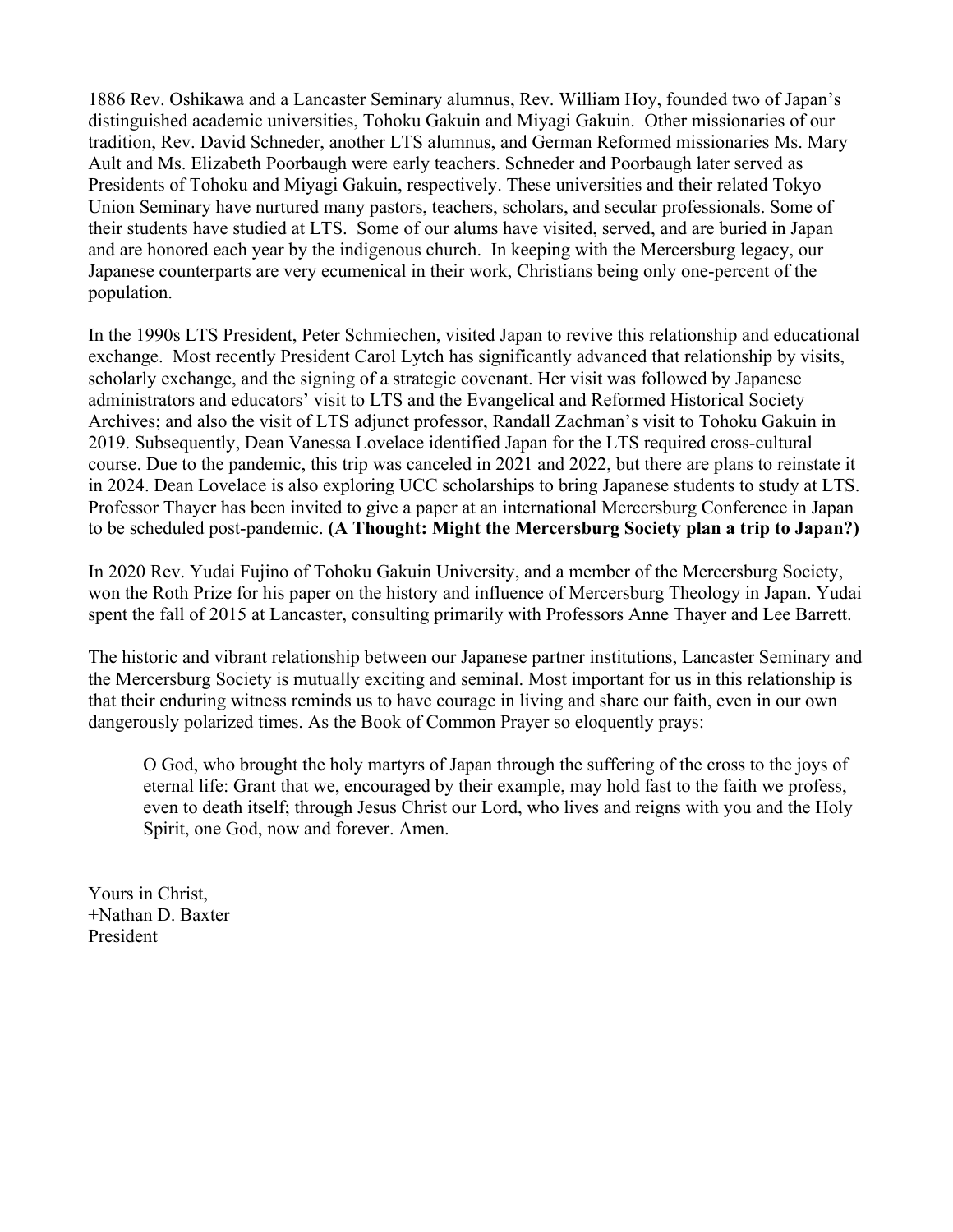1886 Rev. Oshikawa and a Lancaster Seminary alumnus, Rev. William Hoy, founded two of Japan's distinguished academic universities, Tohoku Gakuin and Miyagi Gakuin. Other missionaries of our tradition, Rev. David Schneder, another LTS alumnus, and German Reformed missionaries Ms. Mary Ault and Ms. Elizabeth Poorbaugh were early teachers. Schneder and Poorbaugh later served as Presidents of Tohoku and Miyagi Gakuin, respectively. These universities and their related Tokyo Union Seminary have nurtured many pastors, teachers, scholars, and secular professionals. Some of their students have studied at LTS. Some of our alums have visited, served, and are buried in Japan and are honored each year by the indigenous church. In keeping with the Mercersburg legacy, our Japanese counterparts are very ecumenical in their work, Christians being only one-percent of the population.

In the 1990s LTS President, Peter Schmiechen, visited Japan to revive this relationship and educational exchange. Most recently President Carol Lytch has significantly advanced that relationship by visits, scholarly exchange, and the signing of a strategic covenant. Her visit was followed by Japanese administrators and educators' visit to LTS and the Evangelical and Reformed Historical Society Archives; and also the visit of LTS adjunct professor, Randall Zachman's visit to Tohoku Gakuin in 2019. Subsequently, Dean Vanessa Lovelace identified Japan for the LTS required cross-cultural course. Due to the pandemic, this trip was canceled in 2021 and 2022, but there are plans to reinstate it in 2024. Dean Lovelace is also exploring UCC scholarships to bring Japanese students to study at LTS. Professor Thayer has been invited to give a paper at an international Mercersburg Conference in Japan to be scheduled post-pandemic. **(A Thought: Might the Mercersburg Society plan a trip to Japan?)**

In 2020 Rev. Yudai Fujino of Tohoku Gakuin University, and a member of the Mercersburg Society, won the Roth Prize for his paper on the history and influence of Mercersburg Theology in Japan. Yudai spent the fall of 2015 at Lancaster, consulting primarily with Professors Anne Thayer and Lee Barrett.

The historic and vibrant relationship between our Japanese partner institutions, Lancaster Seminary and the Mercersburg Society is mutually exciting and seminal. Most important for us in this relationship is that their enduring witness reminds us to have courage in living and share our faith, even in our own dangerously polarized times. As the Book of Common Prayer so eloquently prays:

> O God, who brought the holy martyrs of Japan through the suffering of the cross to the joys of eternal life: Grant that we, encouraged by their example, may hold fast to the faith we profess, even to death itself; through Jesus Christ our Lord, who lives and reigns with you and the Holy Spirit, one God, now and forever. Amen.

Yours in Christ,
+Nathan D. Baxter
President